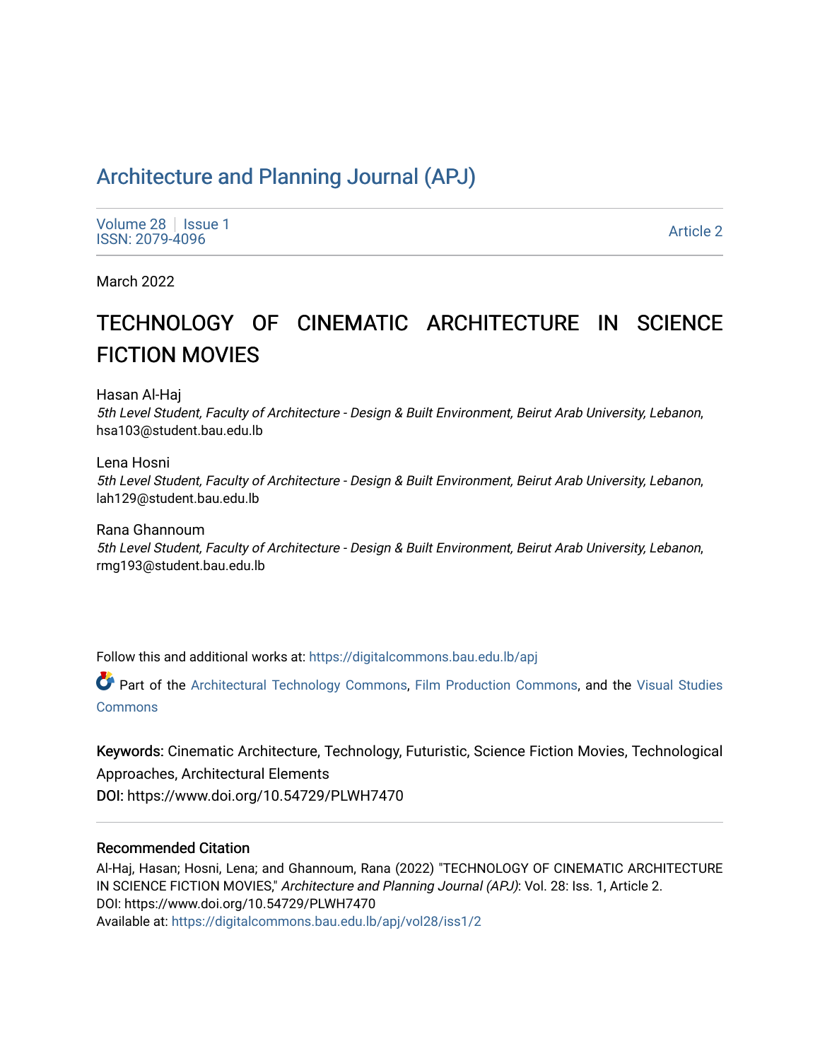# Architecture and Planning Journal (APJ)

Volume 28 | Issue 1
ISSN: 2079-4096

Article 2

March 2022

## TECHNOLOGY OF CINEMATIC ARCHITECTURE IN SCIENCE FICTION MOVIES

Hasan Al-Haj
*5th Level Student, Faculty of Architecture - Design & Built Environment, Beirut Arab University, Lebanon*, hsa103@student.bau.edu.lb

Lena Hosni
*5th Level Student, Faculty of Architecture - Design & Built Environment, Beirut Arab University, Lebanon*, lah129@student.bau.edu.lb

Rana Ghannoum
*5th Level Student, Faculty of Architecture - Design & Built Environment, Beirut Arab University, Lebanon*, rmg193@student.bau.edu.lb

Follow this and additional works at: https://digitalcommons.bau.edu.lb/apj

Part of the Architectural Technology Commons, Film Production Commons, and the Visual Studies Commons

**Keywords:** Cinematic Architecture, Technology, Futuristic, Science Fiction Movies, Technological Approaches, Architectural Elements

**DOI:** https://www.doi.org/10.54729/PLWH7470

### Recommended Citation

Al-Haj, Hasan; Hosni, Lena; and Ghannoum, Rana (2022) "TECHNOLOGY OF CINEMATIC ARCHITECTURE IN SCIENCE FICTION MOVIES," *Architecture and Planning Journal (APJ)*: Vol. 28: Iss. 1, Article 2.
DOI: https://www.doi.org/10.54729/PLWH7470
Available at: https://digitalcommons.bau.edu.lb/apj/vol28/iss1/2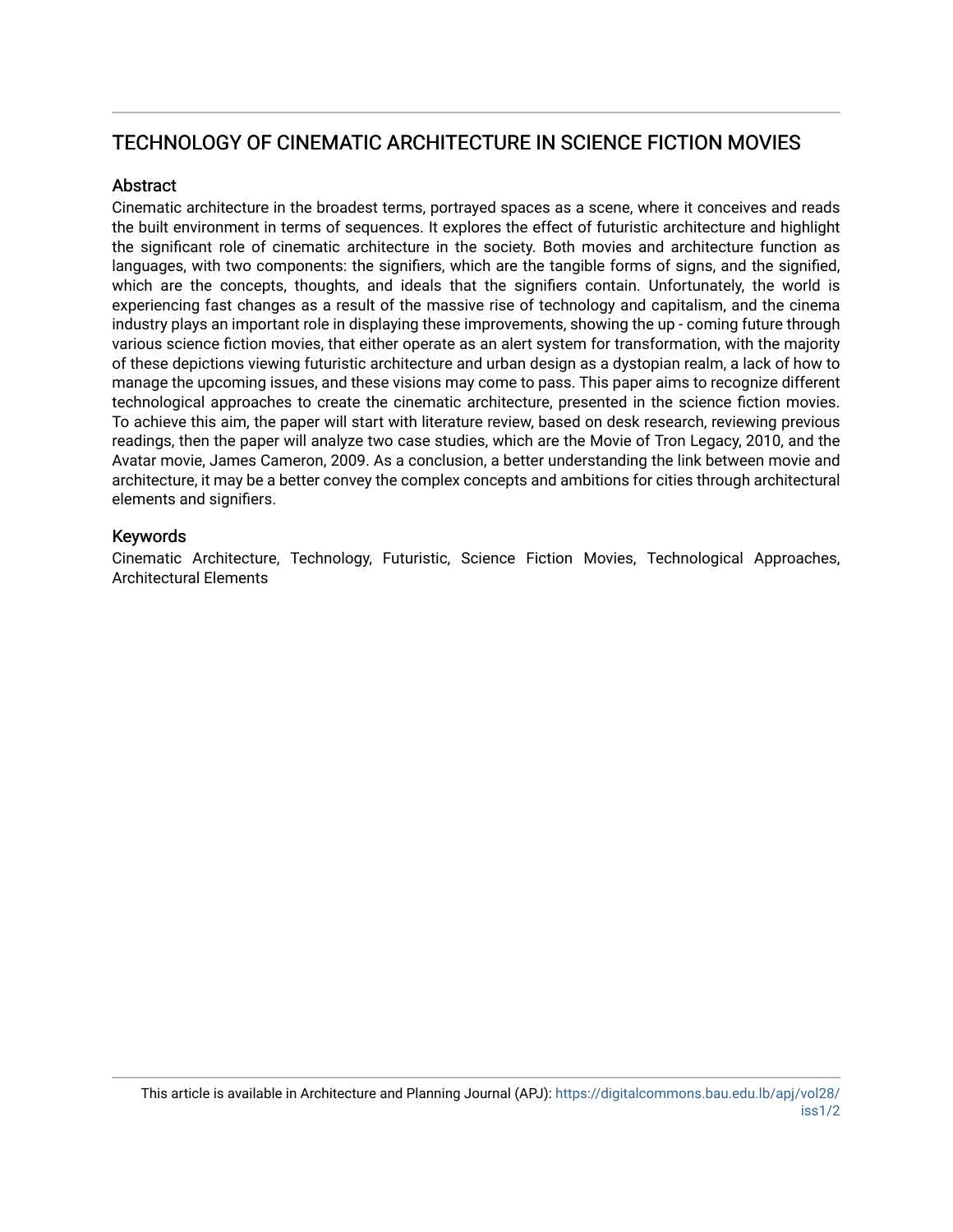# TECHNOLOGY OF CINEMATIC ARCHITECTURE IN SCIENCE FICTION MOVIES

## Abstract

Cinematic architecture in the broadest terms, portrayed spaces as a scene, where it conceives and reads the built environment in terms of sequences. It explores the effect of futuristic architecture and highlight the significant role of cinematic architecture in the society. Both movies and architecture function as languages, with two components: the signifiers, which are the tangible forms of signs, and the signified, which are the concepts, thoughts, and ideals that the signifiers contain. Unfortunately, the world is experiencing fast changes as a result of the massive rise of technology and capitalism, and the cinema industry plays an important role in displaying these improvements, showing the up - coming future through various science fiction movies, that either operate as an alert system for transformation, with the majority of these depictions viewing futuristic architecture and urban design as a dystopian realm, a lack of how to manage the upcoming issues, and these visions may come to pass. This paper aims to recognize different technological approaches to create the cinematic architecture, presented in the science fiction movies. To achieve this aim, the paper will start with literature review, based on desk research, reviewing previous readings, then the paper will analyze two case studies, which are the Movie of Tron Legacy, 2010, and the Avatar movie, James Cameron, 2009. As a conclusion, a better understanding the link between movie and architecture, it may be a better convey the complex concepts and ambitions for cities through architectural elements and signifiers.

## Keywords

Cinematic Architecture, Technology, Futuristic, Science Fiction Movies, Technological Approaches, Architectural Elements

This article is available in Architecture and Planning Journal (APJ): https://digitalcommons.bau.edu.lb/apj/vol28/iss1/2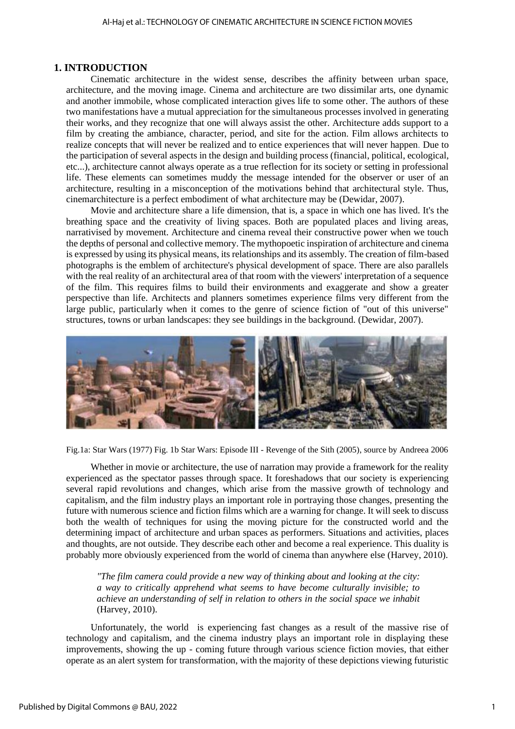# 1. INTRODUCTION

Cinematic architecture in the widest sense, describes the affinity between urban space, architecture, and the moving image. Cinema and architecture are two dissimilar arts, one dynamic and another immobile, whose complicated interaction gives life to some other. The authors of these two manifestations have a mutual appreciation for the simultaneous processes involved in generating their works, and they recognize that one will always assist the other. Architecture adds support to a film by creating the ambiance, character, period, and site for the action. Film allows architects to realize concepts that will never be realized and to entice experiences that will never happen. Due to the participation of several aspects in the design and building process (financial, political, ecological, etc...), architecture cannot always operate as a true reflection for its society or setting in professional life. These elements can sometimes muddy the message intended for the observer or user of an architecture, resulting in a misconception of the motivations behind that architectural style. Thus, cinemarchitecture is a perfect embodiment of what architecture may be (Dewidar, 2007).

Movie and architecture share a life dimension, that is, a space in which one has lived. It's the breathing space and the creativity of living spaces. Both are populated places and living areas, narrativised by movement. Architecture and cinema reveal their constructive power when we touch the depths of personal and collective memory. The mythopoetic inspiration of architecture and cinema is expressed by using its physical means, its relationships and its assembly. The creation of film-based photographs is the emblem of architecture's physical development of space. There are also parallels with the real reality of an architectural area of that room with the viewers' interpretation of a sequence of the film. This requires films to build their environments and exaggerate and show a greater perspective than life. Architects and planners sometimes experience films very different from the large public, particularly when it comes to the genre of science fiction of "out of this universe" structures, towns or urban landscapes: they see buildings in the background. (Dewidar, 2007).

Fig.1a: Star Wars (1977) Fig. 1b Star Wars: Episode III - Revenge of the Sith (2005), source by Andreea 2006

Whether in movie or architecture, the use of narration may provide a framework for the reality experienced as the spectator passes through space. It foreshadows that our society is experiencing several rapid revolutions and changes, which arise from the massive growth of technology and capitalism, and the film industry plays an important role in portraying those changes, presenting the future with numerous science and fiction films which are a warning for change. It will seek to discuss both the wealth of techniques for using the moving picture for the constructed world and the determining impact of architecture and urban spaces as performers. Situations and activities, places and thoughts, are not outside. They describe each other and become a real experience. This duality is probably more obviously experienced from the world of cinema than anywhere else (Harvey, 2010).

> *"The film camera could provide a new way of thinking about and looking at the city: a way to critically apprehend what seems to have become culturally invisible; to achieve an understanding of self in relation to others in the social space we inhabit* (Harvey, 2010).

Unfortunately, the world is experiencing fast changes as a result of the massive rise of technology and capitalism, and the cinema industry plays an important role in displaying these improvements, showing the up - coming future through various science fiction movies, that either operate as an alert system for transformation, with the majority of these depictions viewing futuristic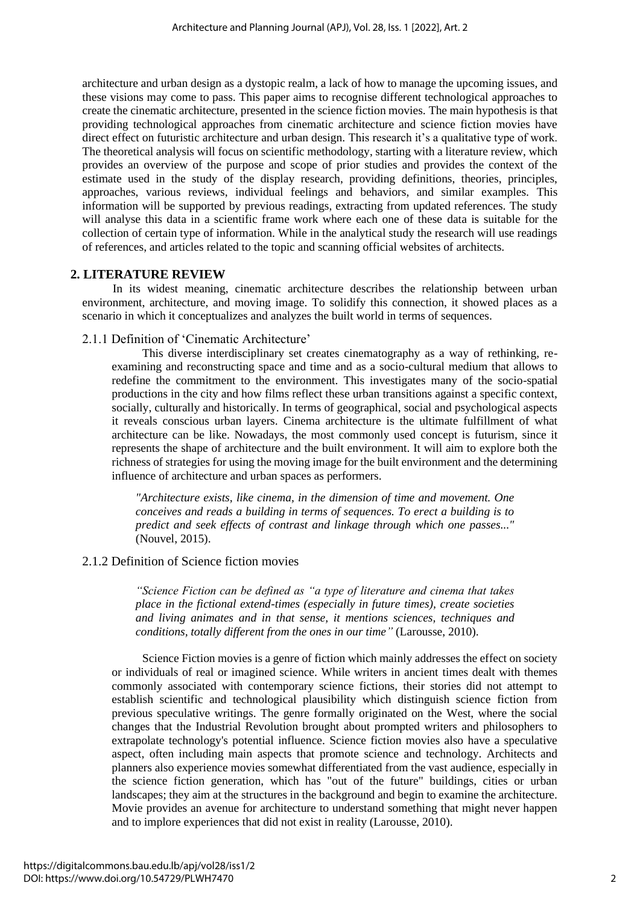architecture and urban design as a dystopic realm, a lack of how to manage the upcoming issues, and these visions may come to pass. This paper aims to recognise different technological approaches to create the cinematic architecture, presented in the science fiction movies. The main hypothesis is that providing technological approaches from cinematic architecture and science fiction movies have direct effect on futuristic architecture and urban design. This research it's a qualitative type of work. The theoretical analysis will focus on scientific methodology, starting with a literature review, which provides an overview of the purpose and scope of prior studies and provides the context of the estimate used in the study of the display research, providing definitions, theories, principles, approaches, various reviews, individual feelings and behaviors, and similar examples. This information will be supported by previous readings, extracting from updated references. The study will analyse this data in a scientific frame work where each one of these data is suitable for the collection of certain type of information. While in the analytical study the research will use readings of references, and articles related to the topic and scanning official websites of architects.

## 2. LITERATURE REVIEW

In its widest meaning, cinematic architecture describes the relationship between urban environment, architecture, and moving image. To solidify this connection, it showed places as a scenario in which it conceptualizes and analyzes the built world in terms of sequences.

### 2.1.1 Definition of 'Cinematic Architecture'

This diverse interdisciplinary set creates cinematography as a way of rethinking, re-examining and reconstructing space and time and as a socio-cultural medium that allows to redefine the commitment to the environment. This investigates many of the socio-spatial productions in the city and how films reflect these urban transitions against a specific context, socially, culturally and historically. In terms of geographical, social and psychological aspects it reveals conscious urban layers. Cinema architecture is the ultimate fulfillment of what architecture can be like. Nowadays, the most commonly used concept is futurism, since it represents the shape of architecture and the built environment. It will aim to explore both the richness of strategies for using the moving image for the built environment and the determining influence of architecture and urban spaces as performers.

> *"Architecture exists, like cinema, in the dimension of time and movement. One conceives and reads a building in terms of sequences. To erect a building is to predict and seek effects of contrast and linkage through which one passes..."* (Nouvel, 2015).

### 2.1.2 Definition of Science fiction movies

> *"Science Fiction can be defined as "a type of literature and cinema that takes place in the fictional extend-times (especially in future times), create societies and living animates and in that sense, it mentions sciences, techniques and conditions, totally different from the ones in our time"* (Larousse, 2010).

Science Fiction movies is a genre of fiction which mainly addresses the effect on society or individuals of real or imagined science. While writers in ancient times dealt with themes commonly associated with contemporary science fictions, their stories did not attempt to establish scientific and technological plausibility which distinguish science fiction from previous speculative writings. The genre formally originated on the West, where the social changes that the Industrial Revolution brought about prompted writers and philosophers to extrapolate technology's potential influence. Science fiction movies also have a speculative aspect, often including main aspects that promote science and technology. Architects and planners also experience movies somewhat differentiated from the vast audience, especially in the science fiction generation, which has "out of the future" buildings, cities or urban landscapes; they aim at the structures in the background and begin to examine the architecture. Movie provides an avenue for architecture to understand something that might never happen and to implore experiences that did not exist in reality (Larousse, 2010).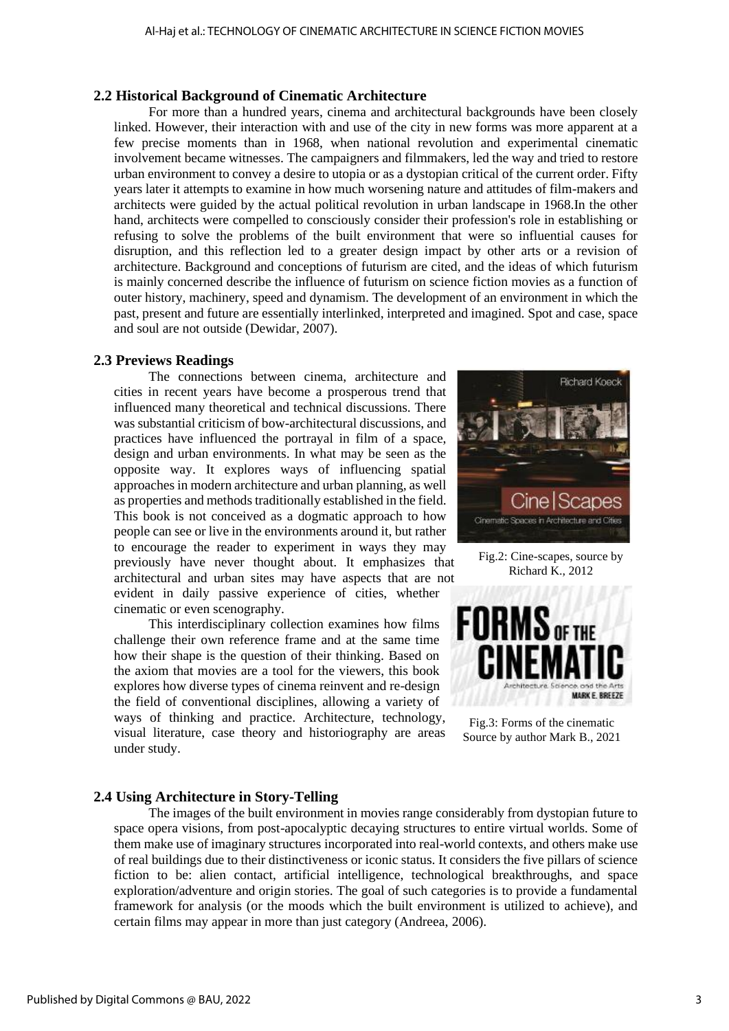### 2.2 Historical Background of Cinematic Architecture

For more than a hundred years, cinema and architectural backgrounds have been closely linked. However, their interaction with and use of the city in new forms was more apparent at a few precise moments than in 1968, when national revolution and experimental cinematic involvement became witnesses. The campaigners and filmmakers, led the way and tried to restore urban environment to convey a desire to utopia or as a dystopian critical of the current order. Fifty years later it attempts to examine in how much worsening nature and attitudes of film-makers and architects were guided by the actual political revolution in urban landscape in 1968.In the other hand, architects were compelled to consciously consider their profession's role in establishing or refusing to solve the problems of the built environment that were so influential causes for disruption, and this reflection led to a greater design impact by other arts or a revision of architecture. Background and conceptions of futurism are cited, and the ideas of which futurism is mainly concerned describe the influence of futurism on science fiction movies as a function of outer history, machinery, speed and dynamism. The development of an environment in which the past, present and future are essentially interlinked, interpreted and imagined. Spot and case, space and soul are not outside (Dewidar, 2007).

### 2.3 Previews Readings

The connections between cinema, architecture and cities in recent years have become a prosperous trend that influenced many theoretical and technical discussions. There was substantial criticism of bow-architectural discussions, and practices have influenced the portrayal in film of a space, design and urban environments. In what may be seen as the opposite way. It explores ways of influencing spatial approaches in modern architecture and urban planning, as well as properties and methods traditionally established in the field. This book is not conceived as a dogmatic approach to how people can see or live in the environments around it, but rather to encourage the reader to experiment in ways they may previously have never thought about. It emphasizes that architectural and urban sites may have aspects that are not evident in daily passive experience of cities, whether cinematic or even scenography.

Fig.2: Cine-scapes, source by Richard K., 2012

Fig.3: Forms of the cinematic Source by author Mark B., 2021

This interdisciplinary collection examines how films challenge their own reference frame and at the same time how their shape is the question of their thinking. Based on the axiom that movies are a tool for the viewers, this book explores how diverse types of cinema reinvent and re-design the field of conventional disciplines, allowing a variety of ways of thinking and practice. Architecture, technology, visual literature, case theory and historiography are areas under study.

### 2.4 Using Architecture in Story-Telling

The images of the built environment in movies range considerably from dystopian future to space opera visions, from post-apocalyptic decaying structures to entire virtual worlds. Some of them make use of imaginary structures incorporated into real-world contexts, and others make use of real buildings due to their distinctiveness or iconic status. It considers the five pillars of science fiction to be: alien contact, artificial intelligence, technological breakthroughs, and space exploration/adventure and origin stories. The goal of such categories is to provide a fundamental framework for analysis (or the moods which the built environment is utilized to achieve), and certain films may appear in more than just category (Andreea, 2006).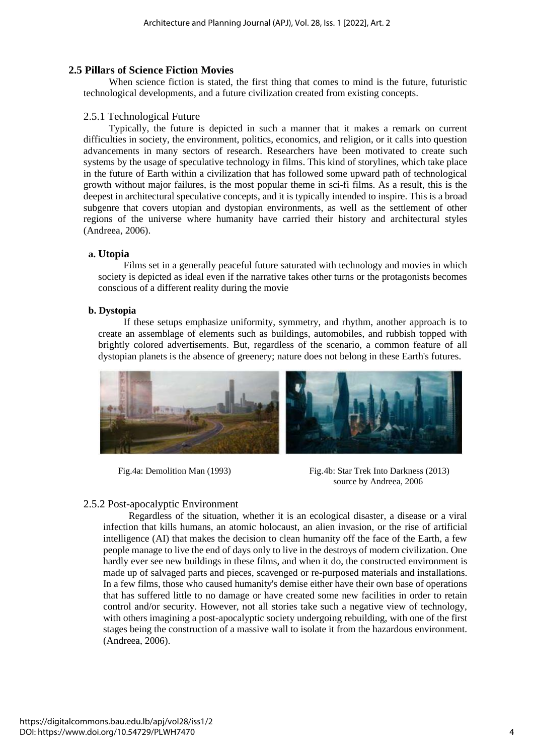## 2.5 Pillars of Science Fiction Movies

When science fiction is stated, the first thing that comes to mind is the future, futuristic technological developments, and a future civilization created from existing concepts.

### 2.5.1 Technological Future

Typically, the future is depicted in such a manner that it makes a remark on current difficulties in society, the environment, politics, economics, and religion, or it calls into question advancements in many sectors of research. Researchers have been motivated to create such systems by the usage of speculative technology in films. This kind of storylines, which take place in the future of Earth within a civilization that has followed some upward path of technological growth without major failures, is the most popular theme in sci-fi films. As a result, this is the deepest in architectural speculative concepts, and it is typically intended to inspire. This is a broad subgenre that covers utopian and dystopian environments, as well as the settlement of other regions of the universe where humanity have carried their history and architectural styles (Andreea, 2006).

**a. Utopia**

Films set in a generally peaceful future saturated with technology and movies in which society is depicted as ideal even if the narrative takes other turns or the protagonists becomes conscious of a different reality during the movie

**b. Dystopia**

If these setups emphasize uniformity, symmetry, and rhythm, another approach is to create an assemblage of elements such as buildings, automobiles, and rubbish topped with brightly colored advertisements. But, regardless of the scenario, a common feature of all dystopian planets is the absence of greenery; nature does not belong in these Earth's futures.

Fig.4a: Demolition Man (1993)

Fig.4b: Star Trek Into Darkness (2013) source by Andreea, 2006

### 2.5.2 Post-apocalyptic Environment

Regardless of the situation, whether it is an ecological disaster, a disease or a viral infection that kills humans, an atomic holocaust, an alien invasion, or the rise of artificial intelligence (AI) that makes the decision to clean humanity off the face of the Earth, a few people manage to live the end of days only to live in the destroys of modern civilization. One hardly ever see new buildings in these films, and when it do, the constructed environment is made up of salvaged parts and pieces, scavenged or re-purposed materials and installations. In a few films, those who caused humanity's demise either have their own base of operations that has suffered little to no damage or have created some new facilities in order to retain control and/or security. However, not all stories take such a negative view of technology, with others imagining a post-apocalyptic society undergoing rebuilding, with one of the first stages being the construction of a massive wall to isolate it from the hazardous environment. (Andreea, 2006).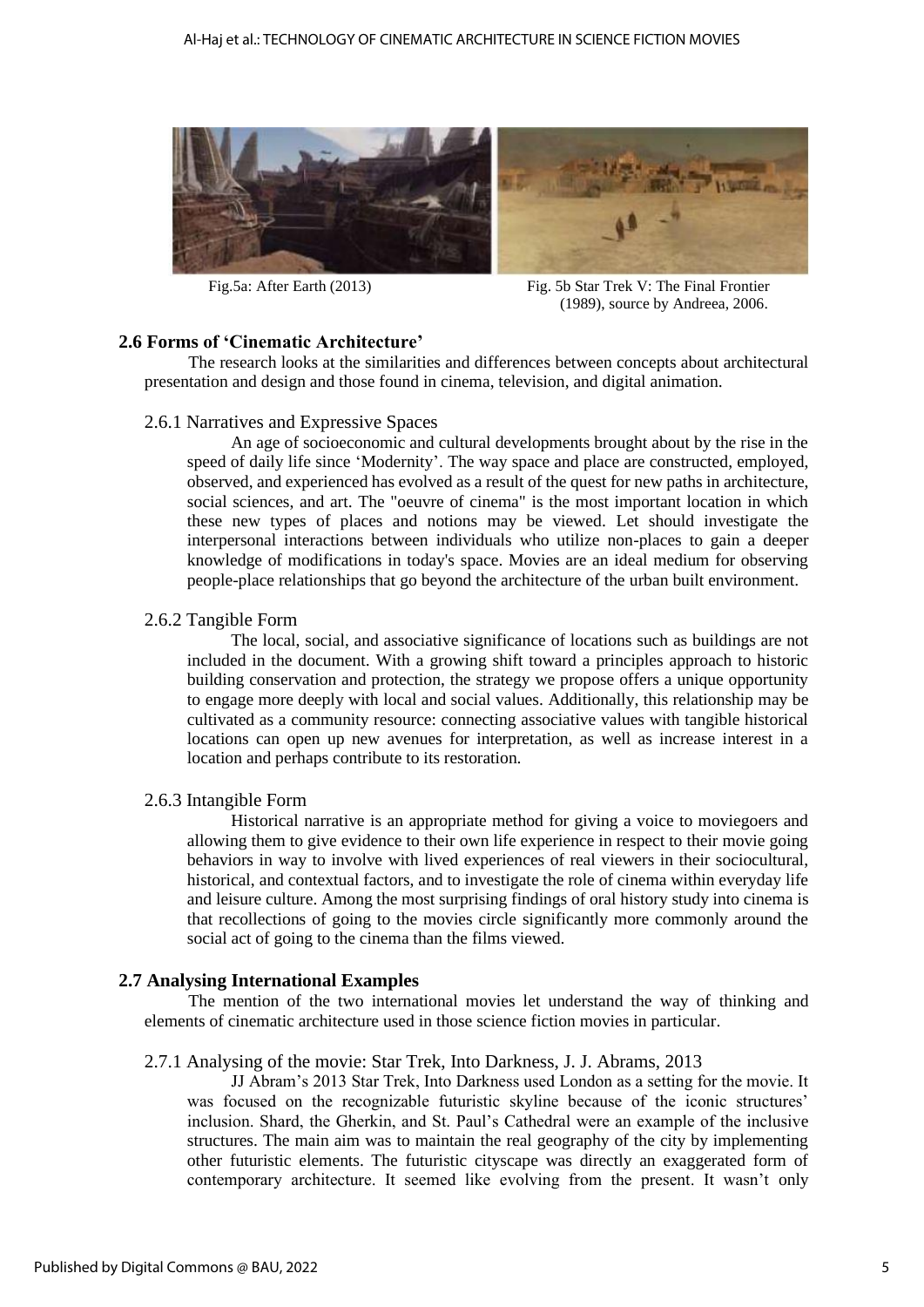Fig.5a: After Earth (2013)

Fig. 5b Star Trek V: The Final Frontier (1989), source by Andreea, 2006.

### 2.6 Forms of 'Cinematic Architecture'

The research looks at the similarities and differences between concepts about architectural presentation and design and those found in cinema, television, and digital animation.

#### 2.6.1 Narratives and Expressive Spaces

An age of socioeconomic and cultural developments brought about by the rise in the speed of daily life since 'Modernity'. The way space and place are constructed, employed, observed, and experienced has evolved as a result of the quest for new paths in architecture, social sciences, and art. The "oeuvre of cinema" is the most important location in which these new types of places and notions may be viewed. Let should investigate the interpersonal interactions between individuals who utilize non-places to gain a deeper knowledge of modifications in today's space. Movies are an ideal medium for observing people-place relationships that go beyond the architecture of the urban built environment.

#### 2.6.2 Tangible Form

The local, social, and associative significance of locations such as buildings are not included in the document. With a growing shift toward a principles approach to historic building conservation and protection, the strategy we propose offers a unique opportunity to engage more deeply with local and social values. Additionally, this relationship may be cultivated as a community resource: connecting associative values with tangible historical locations can open up new avenues for interpretation, as well as increase interest in a location and perhaps contribute to its restoration.

#### 2.6.3 Intangible Form

Historical narrative is an appropriate method for giving a voice to moviegoers and allowing them to give evidence to their own life experience in respect to their movie going behaviors in way to involve with lived experiences of real viewers in their sociocultural, historical, and contextual factors, and to investigate the role of cinema within everyday life and leisure culture. Among the most surprising findings of oral history study into cinema is that recollections of going to the movies circle significantly more commonly around the social act of going to the cinema than the films viewed.

### 2.7 Analysing International Examples

The mention of the two international movies let understand the way of thinking and elements of cinematic architecture used in those science fiction movies in particular.

#### 2.7.1 Analysing of the movie: Star Trek, Into Darkness, J. J. Abrams, 2013

JJ Abram's 2013 Star Trek, Into Darkness used London as a setting for the movie. It was focused on the recognizable futuristic skyline because of the iconic structures' inclusion. Shard, the Gherkin, and St. Paul's Cathedral were an example of the inclusive structures. The main aim was to maintain the real geography of the city by implementing other futuristic elements. The futuristic cityscape was directly an exaggerated form of contemporary architecture. It seemed like evolving from the present. It wasn't only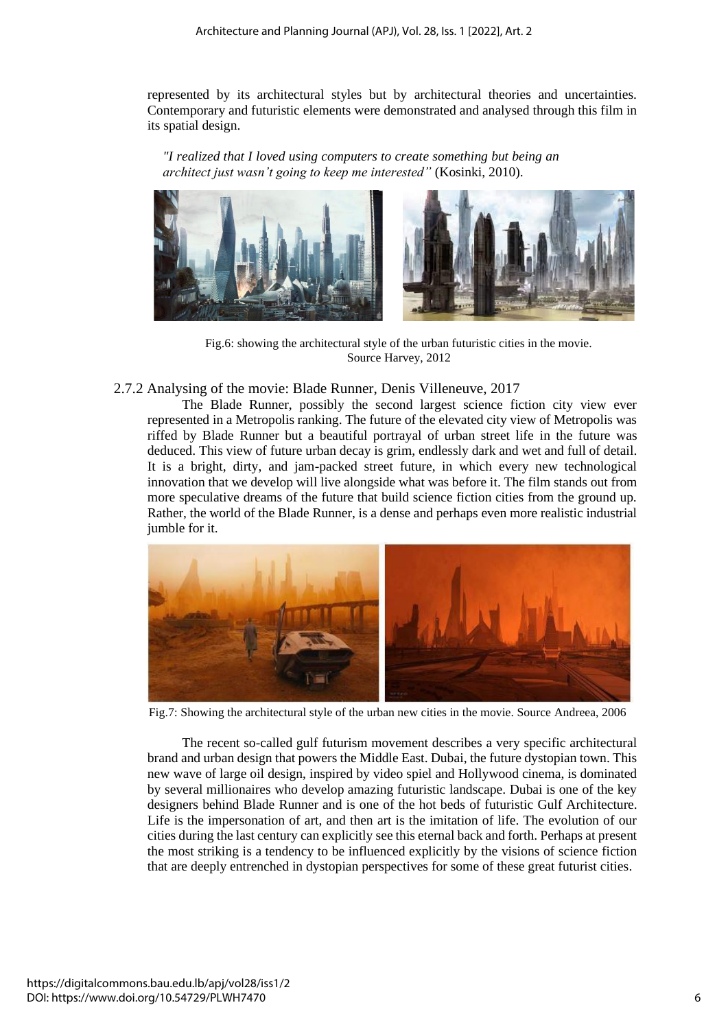represented by its architectural styles but by architectural theories and uncertainties. Contemporary and futuristic elements were demonstrated and analysed through this film in its spatial design.

> *"I realized that I loved using computers to create something but being an architect just wasn't going to keep me interested"* (Kosinki, 2010).

Fig.6: showing the architectural style of the urban futuristic cities in the movie. Source Harvey, 2012

### 2.7.2 Analysing of the movie: Blade Runner, Denis Villeneuve, 2017

The Blade Runner, possibly the second largest science fiction city view ever represented in a Metropolis ranking. The future of the elevated city view of Metropolis was riffed by Blade Runner but a beautiful portrayal of urban street life in the future was deduced. This view of future urban decay is grim, endlessly dark and wet and full of detail. It is a bright, dirty, and jam-packed street future, in which every new technological innovation that we develop will live alongside what was before it. The film stands out from more speculative dreams of the future that build science fiction cities from the ground up. Rather, the world of the Blade Runner, is a dense and perhaps even more realistic industrial jumble for it.

Fig.7: Showing the architectural style of the urban new cities in the movie. Source Andreea, 2006

The recent so-called gulf futurism movement describes a very specific architectural brand and urban design that powers the Middle East. Dubai, the future dystopian town. This new wave of large oil design, inspired by video spiel and Hollywood cinema, is dominated by several millionaires who develop amazing futuristic landscape. Dubai is one of the key designers behind Blade Runner and is one of the hot beds of futuristic Gulf Architecture. Life is the impersonation of art, and then art is the imitation of life. The evolution of our cities during the last century can explicitly see this eternal back and forth. Perhaps at present the most striking is a tendency to be influenced explicitly by the visions of science fiction that are deeply entrenched in dystopian perspectives for some of these great futurist cities.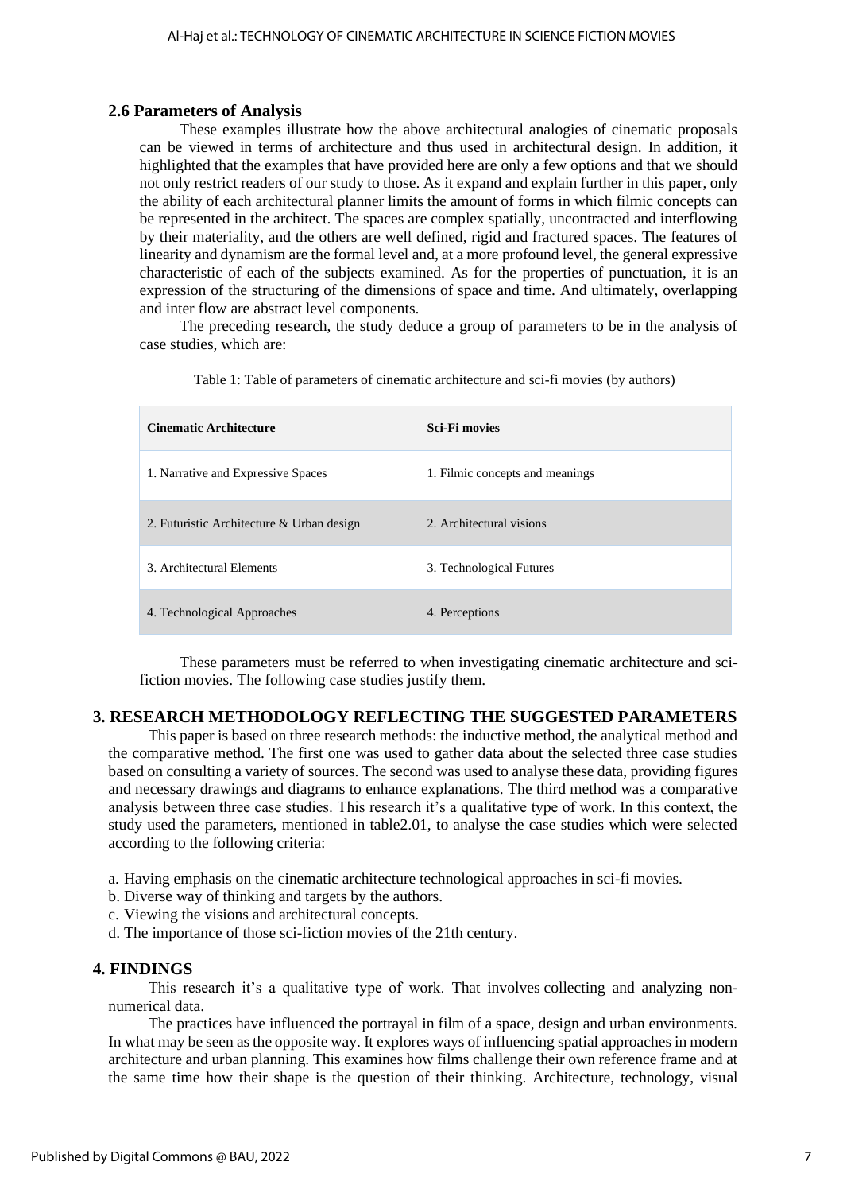### 2.6 Parameters of Analysis

These examples illustrate how the above architectural analogies of cinematic proposals can be viewed in terms of architecture and thus used in architectural design. In addition, it highlighted that the examples that have provided here are only a few options and that we should not only restrict readers of our study to those. As it expand and explain further in this paper, only the ability of each architectural planner limits the amount of forms in which filmic concepts can be represented in the architect. The spaces are complex spatially, uncontracted and interflowing by their materiality, and the others are well defined, rigid and fractured spaces. The features of linearity and dynamism are the formal level and, at a more profound level, the general expressive characteristic of each of the subjects examined. As for the properties of punctuation, it is an expression of the structuring of the dimensions of space and time. And ultimately, overlapping and inter flow are abstract level components.

The preceding research, the study deduce a group of parameters to be in the analysis of case studies, which are:

Table 1: Table of parameters of cinematic architecture and sci-fi movies (by authors)

| Cinematic Architecture | Sci-Fi movies |
|---|---|
| 1. Narrative and Expressive Spaces | 1. Filmic concepts and meanings |
| 2. Futuristic Architecture & Urban design | 2. Architectural visions |
| 3. Architectural Elements | 3. Technological Futures |
| 4. Technological Approaches | 4. Perceptions |

These parameters must be referred to when investigating cinematic architecture and sci-fiction movies. The following case studies justify them.

## 3. RESEARCH METHODOLOGY REFLECTING THE SUGGESTED PARAMETERS

This paper is based on three research methods: the inductive method, the analytical method and the comparative method. The first one was used to gather data about the selected three case studies based on consulting a variety of sources. The second was used to analyse these data, providing figures and necessary drawings and diagrams to enhance explanations. The third method was a comparative analysis between three case studies. This research it's a qualitative type of work. In this context, the study used the parameters, mentioned in table2.01, to analyse the case studies which were selected according to the following criteria:

a. Having emphasis on the cinematic architecture technological approaches in sci-fi movies.
b. Diverse way of thinking and targets by the authors.
c. Viewing the visions and architectural concepts.
d. The importance of those sci-fiction movies of the 21th century.

## 4. FINDINGS

This research it's a qualitative type of work. That involves collecting and analyzing non-numerical data.

The practices have influenced the portrayal in film of a space, design and urban environments. In what may be seen as the opposite way. It explores ways of influencing spatial approaches in modern architecture and urban planning. This examines how films challenge their own reference frame and at the same time how their shape is the question of their thinking. Architecture, technology, visual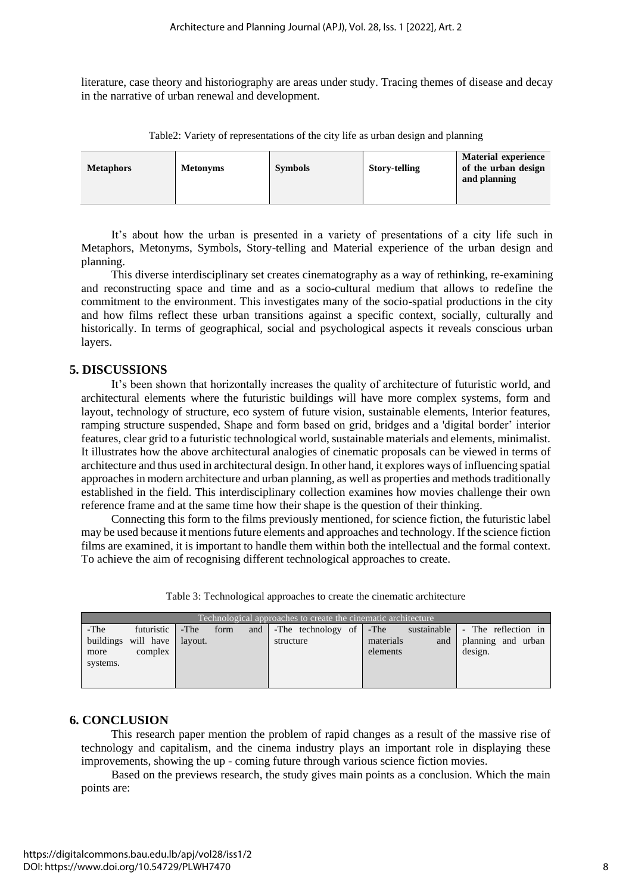literature, case theory and historiography are areas under study. Tracing themes of disease and decay in the narrative of urban renewal and development.

Table2: Variety of representations of the city life as urban design and planning

| Metaphors | Metonyms | Symbols | Story-telling | Material experience of the urban design and planning |
|---|---|---|---|---|

It's about how the urban is presented in a variety of presentations of a city life such in Metaphors, Metonyms, Symbols, Story-telling and Material experience of the urban design and planning.

This diverse interdisciplinary set creates cinematography as a way of rethinking, re-examining and reconstructing space and time and as a socio-cultural medium that allows to redefine the commitment to the environment. This investigates many of the socio-spatial productions in the city and how films reflect these urban transitions against a specific context, socially, culturally and historically. In terms of geographical, social and psychological aspects it reveals conscious urban layers.

## 5. DISCUSSIONS

It's been shown that horizontally increases the quality of architecture of futuristic world, and architectural elements where the futuristic buildings will have more complex systems, form and layout, technology of structure, eco system of future vision, sustainable elements, Interior features, ramping structure suspended, Shape and form based on grid, bridges and a 'digital border' interior features, clear grid to a futuristic technological world, sustainable materials and elements, minimalist. It illustrates how the above architectural analogies of cinematic proposals can be viewed in terms of architecture and thus used in architectural design. In other hand, it explores ways of influencing spatial approaches in modern architecture and urban planning, as well as properties and methods traditionally established in the field. This interdisciplinary collection examines how movies challenge their own reference frame and at the same time how their shape is the question of their thinking.

Connecting this form to the films previously mentioned, for science fiction, the futuristic label may be used because it mentions future elements and approaches and technology. If the science fiction films are examined, it is important to handle them within both the intellectual and the formal context. To achieve the aim of recognising different technological approaches to create.

Table 3: Technological approaches to create the cinematic architecture

| Technological approaches to create the cinematic architecture | | | | |
|---|---|---|---|---|
| -The futuristic buildings will have more complex systems. | -The form and layout. | -The technology of structure | -The sustainable materials and elements | - The reflection in planning and urban design. |

## 6. CONCLUSION

This research paper mention the problem of rapid changes as a result of the massive rise of technology and capitalism, and the cinema industry plays an important role in displaying these improvements, showing the up - coming future through various science fiction movies.

Based on the previews research, the study gives main points as a conclusion. Which the main points are: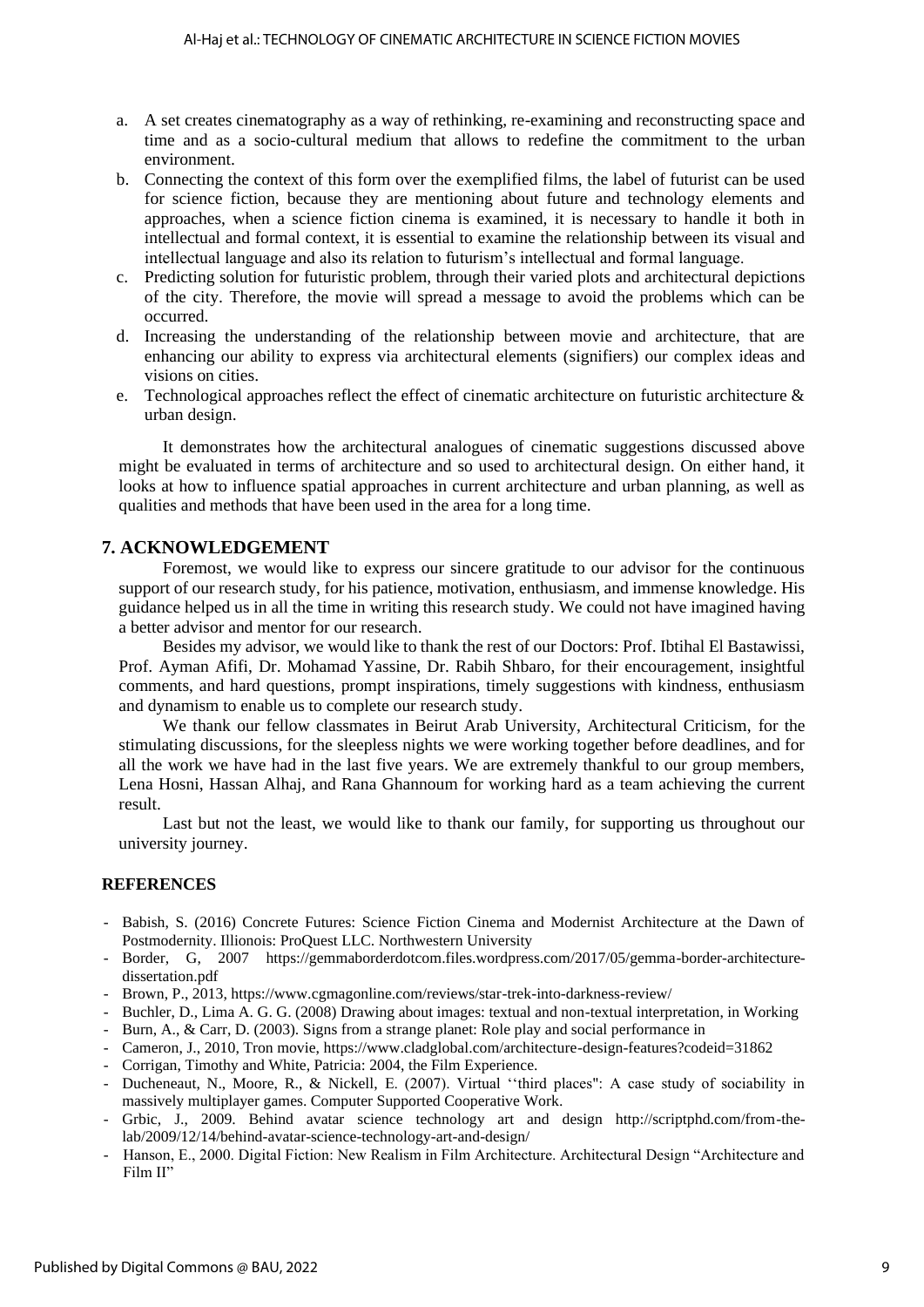a. A set creates cinematography as a way of rethinking, re-examining and reconstructing space and time and as a socio-cultural medium that allows to redefine the commitment to the urban environment.
b. Connecting the context of this form over the exemplified films, the label of futurist can be used for science fiction, because they are mentioning about future and technology elements and approaches, when a science fiction cinema is examined, it is necessary to handle it both in intellectual and formal context, it is essential to examine the relationship between its visual and intellectual language and also its relation to futurism's intellectual and formal language.
c. Predicting solution for futuristic problem, through their varied plots and architectural depictions of the city. Therefore, the movie will spread a message to avoid the problems which can be occurred.
d. Increasing the understanding of the relationship between movie and architecture, that are enhancing our ability to express via architectural elements (signifiers) our complex ideas and visions on cities.
e. Technological approaches reflect the effect of cinematic architecture on futuristic architecture & urban design.

It demonstrates how the architectural analogues of cinematic suggestions discussed above might be evaluated in terms of architecture and so used to architectural design. On either hand, it looks at how to influence spatial approaches in current architecture and urban planning, as well as qualities and methods that have been used in the area for a long time.

## 7. ACKNOWLEDGEMENT

Foremost, we would like to express our sincere gratitude to our advisor for the continuous support of our research study, for his patience, motivation, enthusiasm, and immense knowledge. His guidance helped us in all the time in writing this research study. We could not have imagined having a better advisor and mentor for our research.

Besides my advisor, we would like to thank the rest of our Doctors: Prof. Ibtihal El Bastawissi, Prof. Ayman Afifi, Dr. Mohamad Yassine, Dr. Rabih Shbaro, for their encouragement, insightful comments, and hard questions, prompt inspirations, timely suggestions with kindness, enthusiasm and dynamism to enable us to complete our research study.

We thank our fellow classmates in Beirut Arab University, Architectural Criticism, for the stimulating discussions, for the sleepless nights we were working together before deadlines, and for all the work we have had in the last five years. We are extremely thankful to our group members, Lena Hosni, Hassan Alhaj, and Rana Ghannoum for working hard as a team achieving the current result.

Last but not the least, we would like to thank our family, for supporting us throughout our university journey.

## REFERENCES

- Babish, S. (2016) Concrete Futures: Science Fiction Cinema and Modernist Architecture at the Dawn of Postmodernity. Illionois: ProQuest LLC. Northwestern University
- Border, G, 2007 https://gemmaborderdotcom.files.wordpress.com/2017/05/gemma-border-architecture-dissertation.pdf
- Brown, P., 2013, https://www.cgmagonline.com/reviews/star-trek-into-darkness-review/
- Buchler, D., Lima A. G. G. (2008) Drawing about images: textual and non-textual interpretation, in Working
- Burn, A., & Carr, D. (2003). Signs from a strange planet: Role play and social performance in
- Cameron, J., 2010, Tron movie, https://www.cladglobal.com/architecture-design-features?codeid=31862
- Corrigan, Timothy and White, Patricia: 2004, the Film Experience.
- Ducheneaut, N., Moore, R., & Nickell, E. (2007). Virtual ''third places": A case study of sociability in massively multiplayer games. Computer Supported Cooperative Work.
- Grbic, J., 2009. Behind avatar science technology art and design http://scriptphd.com/from-the-lab/2009/12/14/behind-avatar-science-technology-art-and-design/
- Hanson, E., 2000. Digital Fiction: New Realism in Film Architecture. Architectural Design "Architecture and Film II"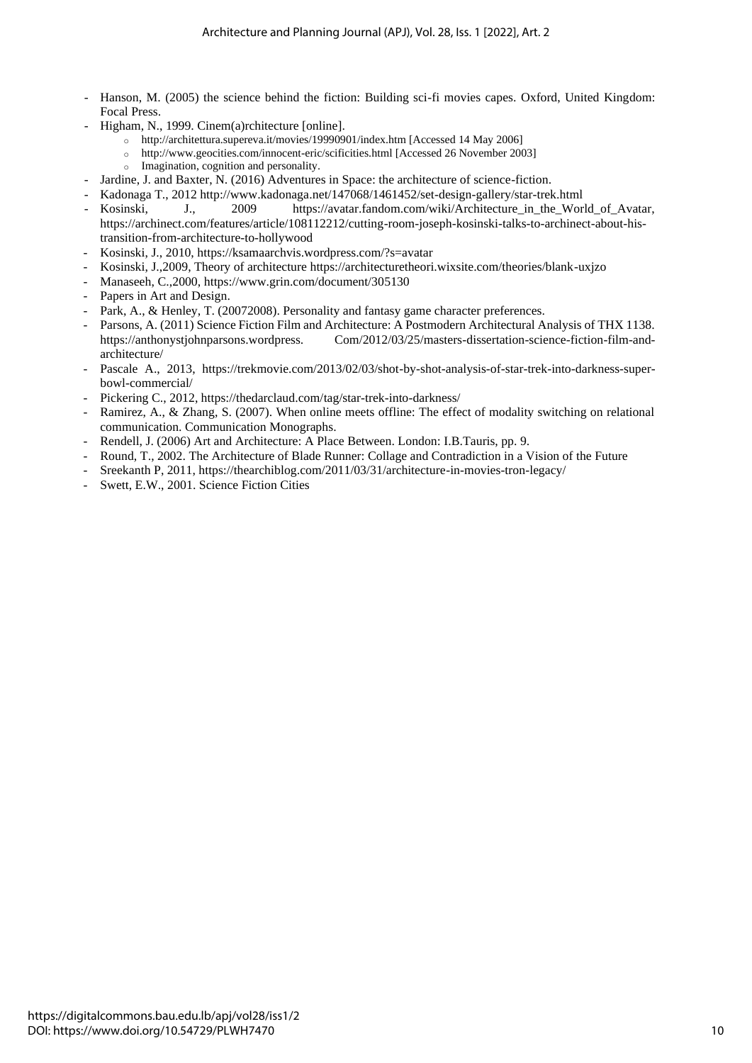- Hanson, M. (2005) the science behind the fiction: Building sci-fi movies capes. Oxford, United Kingdom: Focal Press.
- Higham, N., 1999. Cinem(a)rchitecture [online].
  - http://architettura.supereva.it/movies/19990901/index.htm [Accessed 14 May 2006]
  - http://www.geocities.com/innocent-eric/scificities.html [Accessed 26 November 2003]
  - Imagination, cognition and personality.
- Jardine, J. and Baxter, N. (2016) Adventures in Space: the architecture of science-fiction.
- Kadonaga T., 2012 http://www.kadonaga.net/147068/1461452/set-design-gallery/star-trek.html
- Kosinski, J., 2009 https://avatar.fandom.com/wiki/Architecture_in_the_World_of_Avatar, https://archinect.com/features/article/108112212/cutting-room-joseph-kosinski-talks-to-archinect-about-his-transition-from-architecture-to-hollywood
- Kosinski, J., 2010, https://ksamaarchvis.wordpress.com/?s=avatar
- Kosinski, J.,2009, Theory of architecture https://architecturetheori.wixsite.com/theories/blank-uxjzo
- Manaseeh, C.,2000, https://www.grin.com/document/305130
- Papers in Art and Design.
- Park, A., & Henley, T. (20072008). Personality and fantasy game character preferences.
- Parsons, A. (2011) Science Fiction Film and Architecture: A Postmodern Architectural Analysis of THX 1138. https://anthonystjohnparsons.wordpress. Com/2012/03/25/masters-dissertation-science-fiction-film-and-architecture/
- Pascale A., 2013, https://trekmovie.com/2013/02/03/shot-by-shot-analysis-of-star-trek-into-darkness-super-bowl-commercial/
- Pickering C., 2012, https://thedarclaud.com/tag/star-trek-into-darkness/
- Ramirez, A., & Zhang, S. (2007). When online meets offline: The effect of modality switching on relational communication. Communication Monographs.
- Rendell, J. (2006) Art and Architecture: A Place Between. London: I.B.Tauris, pp. 9.
- Round, T., 2002. The Architecture of Blade Runner: Collage and Contradiction in a Vision of the Future
- Sreekanth P, 2011, https://thearchiblog.com/2011/03/31/architecture-in-movies-tron-legacy/
- Swett, E.W., 2001. Science Fiction Cities